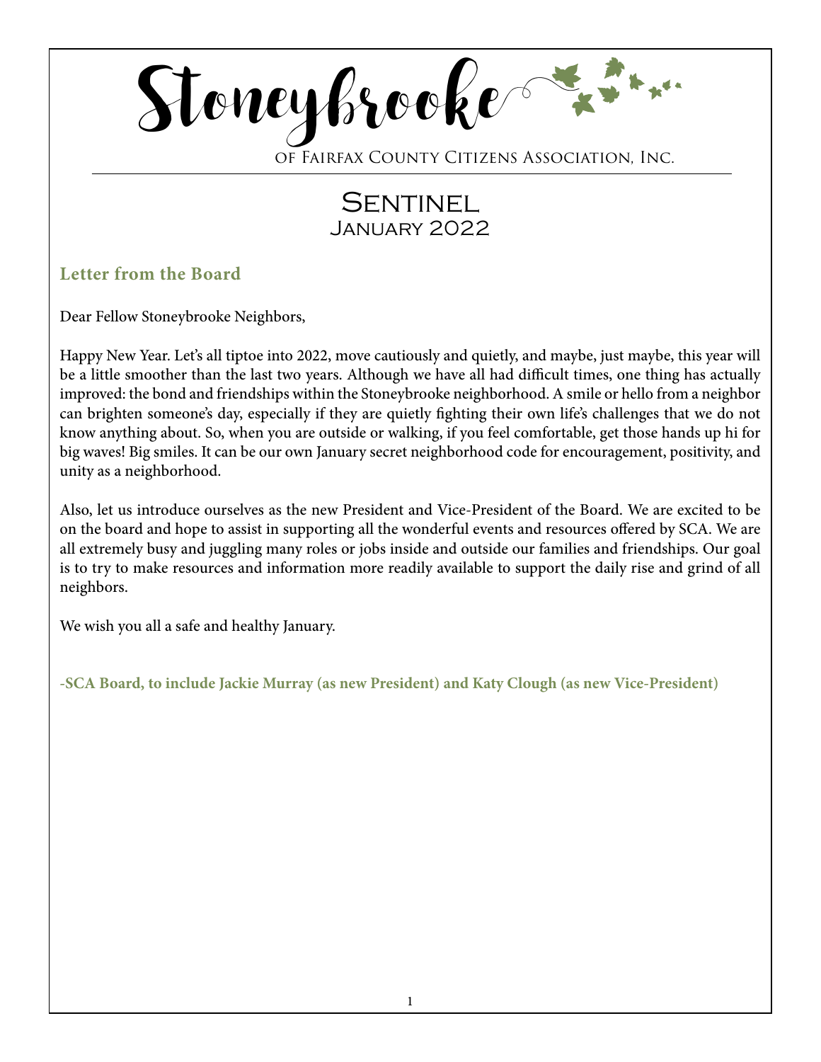# Stoneybrooke

of Fairfax County Citizens Association, Inc.

# Sentinel
## January 2022

### Letter from the Board

Dear Fellow Stoneybrooke Neighbors,

Happy New Year. Let's all tiptoe into 2022, move cautiously and quietly, and maybe, just maybe, this year will be a little smoother than the last two years. Although we have all had difficult times, one thing has actually improved: the bond and friendships within the Stoneybrooke neighborhood. A smile or hello from a neighbor can brighten someone's day, especially if they are quietly fighting their own life's challenges that we do not know anything about. So, when you are outside or walking, if you feel comfortable, get those hands up hi for big waves! Big smiles. It can be our own January secret neighborhood code for encouragement, positivity, and unity as a neighborhood.

Also, let us introduce ourselves as the new President and Vice-President of the Board. We are excited to be on the board and hope to assist in supporting all the wonderful events and resources offered by SCA. We are all extremely busy and juggling many roles or jobs inside and outside our families and friendships. Our goal is to try to make resources and information more readily available to support the daily rise and grind of all neighbors.

We wish you all a safe and healthy January.

**-SCA Board, to include Jackie Murray (as new President) and Katy Clough (as new Vice-President)**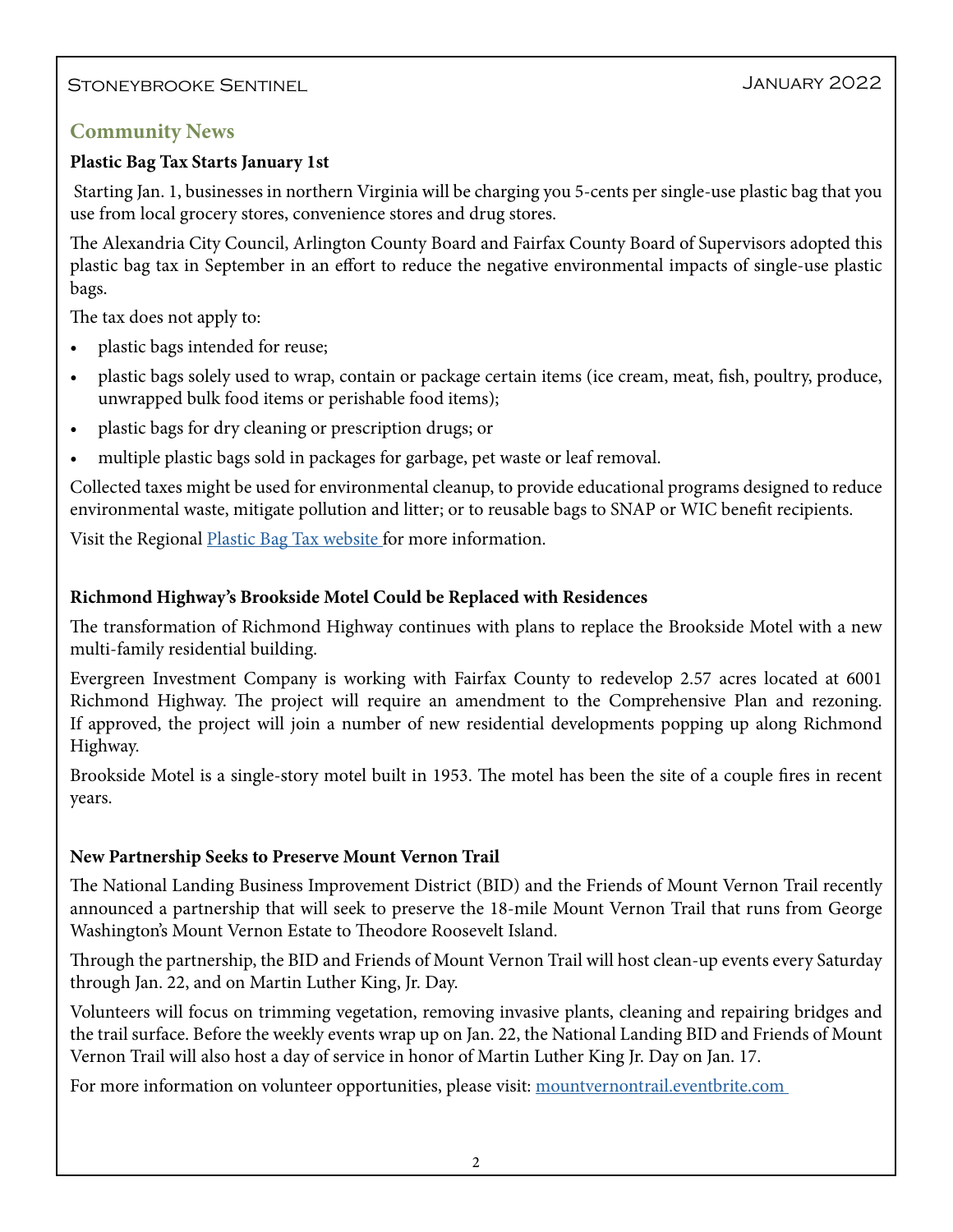## Community News

### Plastic Bag Tax Starts January 1st

Starting Jan. 1, businesses in northern Virginia will be charging you 5-cents per single-use plastic bag that you use from local grocery stores, convenience stores and drug stores.

The Alexandria City Council, Arlington County Board and Fairfax County Board of Supervisors adopted this plastic bag tax in September in an effort to reduce the negative environmental impacts of single-use plastic bags.

The tax does not apply to:

- plastic bags intended for reuse;
- plastic bags solely used to wrap, contain or package certain items (ice cream, meat, fish, poultry, produce, unwrapped bulk food items or perishable food items);
- plastic bags for dry cleaning or prescription drugs; or
- multiple plastic bags sold in packages for garbage, pet waste or leaf removal.

Collected taxes might be used for environmental cleanup, to provide educational programs designed to reduce environmental waste, mitigate pollution and litter; or to reusable bags to SNAP or WIC benefit recipients.

Visit the Regional Plastic Bag Tax website for more information.

### Richmond Highway's Brookside Motel Could be Replaced with Residences

The transformation of Richmond Highway continues with plans to replace the Brookside Motel with a new multi-family residential building.

Evergreen Investment Company is working with Fairfax County to redevelop 2.57 acres located at 6001 Richmond Highway. The project will require an amendment to the Comprehensive Plan and rezoning. If approved, the project will join a number of new residential developments popping up along Richmond Highway.

Brookside Motel is a single-story motel built in 1953. The motel has been the site of a couple fires in recent years.

### New Partnership Seeks to Preserve Mount Vernon Trail

The National Landing Business Improvement District (BID) and the Friends of Mount Vernon Trail recently announced a partnership that will seek to preserve the 18-mile Mount Vernon Trail that runs from George Washington's Mount Vernon Estate to Theodore Roosevelt Island.

Through the partnership, the BID and Friends of Mount Vernon Trail will host clean-up events every Saturday through Jan. 22, and on Martin Luther King, Jr. Day.

Volunteers will focus on trimming vegetation, removing invasive plants, cleaning and repairing bridges and the trail surface. Before the weekly events wrap up on Jan. 22, the National Landing BID and Friends of Mount Vernon Trail will also host a day of service in honor of Martin Luther King Jr. Day on Jan. 17.

For more information on volunteer opportunities, please visit: mountvernontrail.eventbrite.com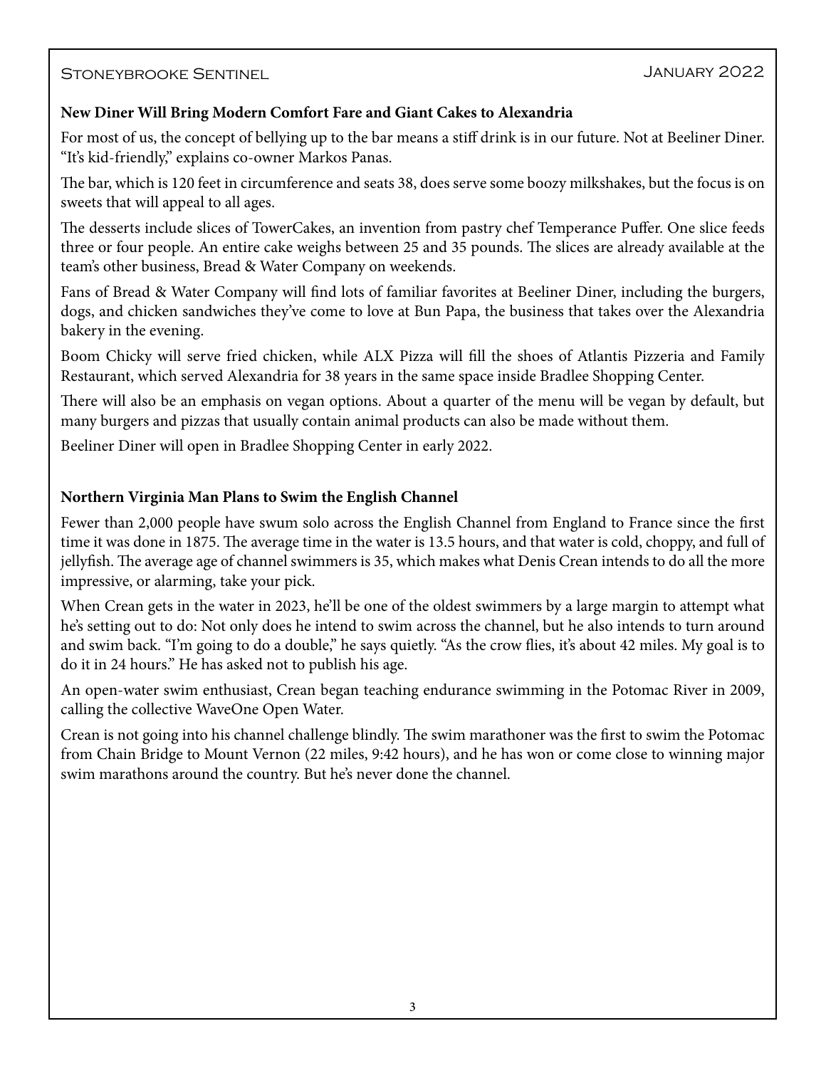### New Diner Will Bring Modern Comfort Fare and Giant Cakes to Alexandria

For most of us, the concept of bellying up to the bar means a stiff drink is in our future. Not at Beeliner Diner. "It's kid-friendly," explains co-owner Markos Panas.

The bar, which is 120 feet in circumference and seats 38, does serve some boozy milkshakes, but the focus is on sweets that will appeal to all ages.

The desserts include slices of TowerCakes, an invention from pastry chef Temperance Puffer. One slice feeds three or four people. An entire cake weighs between 25 and 35 pounds. The slices are already available at the team's other business, Bread & Water Company on weekends.

Fans of Bread & Water Company will find lots of familiar favorites at Beeliner Diner, including the burgers, dogs, and chicken sandwiches they've come to love at Bun Papa, the business that takes over the Alexandria bakery in the evening.

Boom Chicky will serve fried chicken, while ALX Pizza will fill the shoes of Atlantis Pizzeria and Family Restaurant, which served Alexandria for 38 years in the same space inside Bradlee Shopping Center.

There will also be an emphasis on vegan options. About a quarter of the menu will be vegan by default, but many burgers and pizzas that usually contain animal products can also be made without them.

Beeliner Diner will open in Bradlee Shopping Center in early 2022.

### Northern Virginia Man Plans to Swim the English Channel

Fewer than 2,000 people have swum solo across the English Channel from England to France since the first time it was done in 1875. The average time in the water is 13.5 hours, and that water is cold, choppy, and full of jellyfish. The average age of channel swimmers is 35, which makes what Denis Crean intends to do all the more impressive, or alarming, take your pick.

When Crean gets in the water in 2023, he'll be one of the oldest swimmers by a large margin to attempt what he's setting out to do: Not only does he intend to swim across the channel, but he also intends to turn around and swim back. "I'm going to do a double," he says quietly. "As the crow flies, it's about 42 miles. My goal is to do it in 24 hours." He has asked not to publish his age.

An open-water swim enthusiast, Crean began teaching endurance swimming in the Potomac River in 2009, calling the collective WaveOne Open Water.

Crean is not going into his channel challenge blindly. The swim marathoner was the first to swim the Potomac from Chain Bridge to Mount Vernon (22 miles, 9:42 hours), and he has won or come close to winning major swim marathons around the country. But he's never done the channel.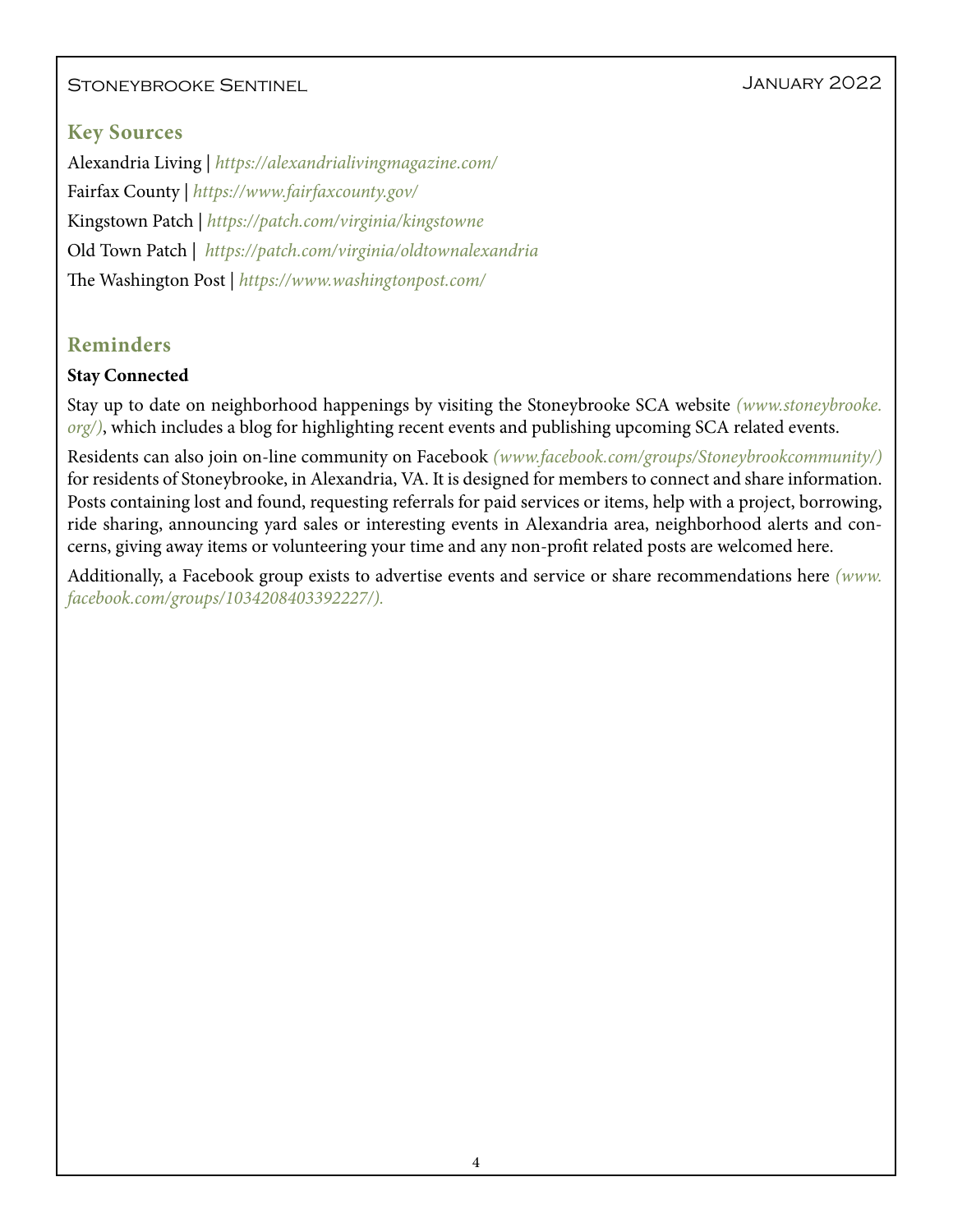## Key Sources

Alexandria Living | *https://alexandrialivingmagazine.com/*

Fairfax County | *https://www.fairfaxcounty.gov/*

Kingstown Patch | *https://patch.com/virginia/kingstowne*

Old Town Patch | *https://patch.com/virginia/oldtownalexandria*

The Washington Post | *https://www.washingtonpost.com/*

## Reminders

**Stay Connected**

Stay up to date on neighborhood happenings by visiting the Stoneybrooke SCA website *(www.stoneybrooke.org/)*, which includes a blog for highlighting recent events and publishing upcoming SCA related events.

Residents can also join on-line community on Facebook *(www.facebook.com/groups/Stoneybrookcommunity/)* for residents of Stoneybrooke, in Alexandria, VA. It is designed for members to connect and share information. Posts containing lost and found, requesting referrals for paid services or items, help with a project, borrowing, ride sharing, announcing yard sales or interesting events in Alexandria area, neighborhood alerts and concerns, giving away items or volunteering your time and any non-profit related posts are welcomed here.

Additionally, a Facebook group exists to advertise events and service or share recommendations here *(www.facebook.com/groups/1034208403392227/).*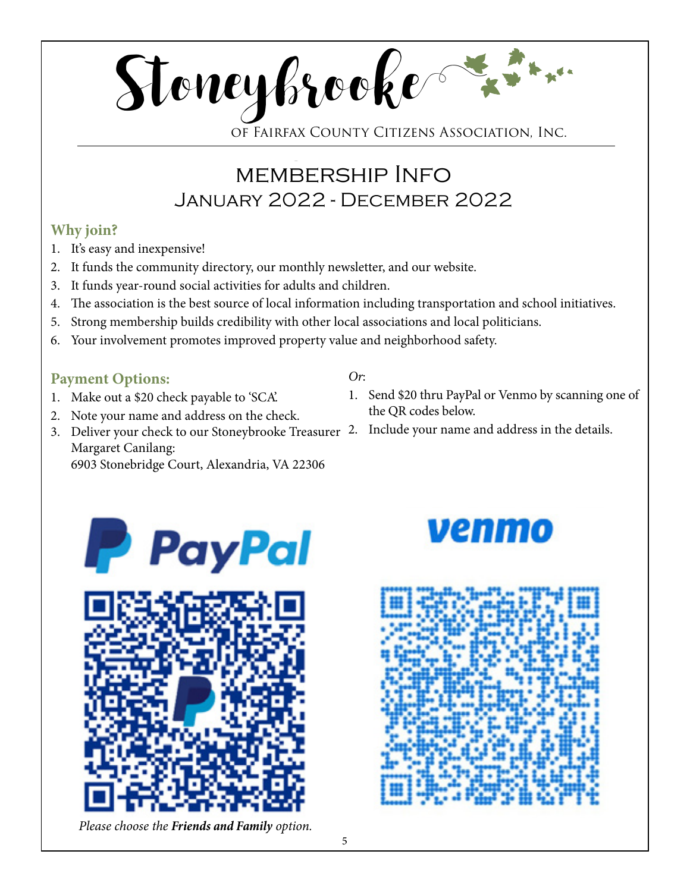# Stoneybrooke

OF FAIRFAX COUNTY CITIZENS ASSOCIATION, INC.

## MEMBERSHIP INFO
## JANUARY 2022 - DECEMBER 2022

### Why join?

1. It's easy and inexpensive!
2. It funds the community directory, our monthly newsletter, and our website.
3. It funds year-round social activities for adults and children.
4. The association is the best source of local information including transportation and school initiatives.
5. Strong membership builds credibility with other local associations and local politicians.
6. Your involvement promotes improved property value and neighborhood safety.

### Payment Options:

1. Make out a $20 check payable to 'SCA.'
2. Note your name and address on the check.
3. Deliver your check to our Stoneybrooke Treasurer Margaret Canilang:
   6903 Stonebridge Court, Alexandria, VA 22306

*Or*:

1. Send $20 thru PayPal or Venmo by scanning one of the QR codes below.
2. Include your name and address in the details.

PayPal

venmo

*Please choose the **Friends and Family** option.*